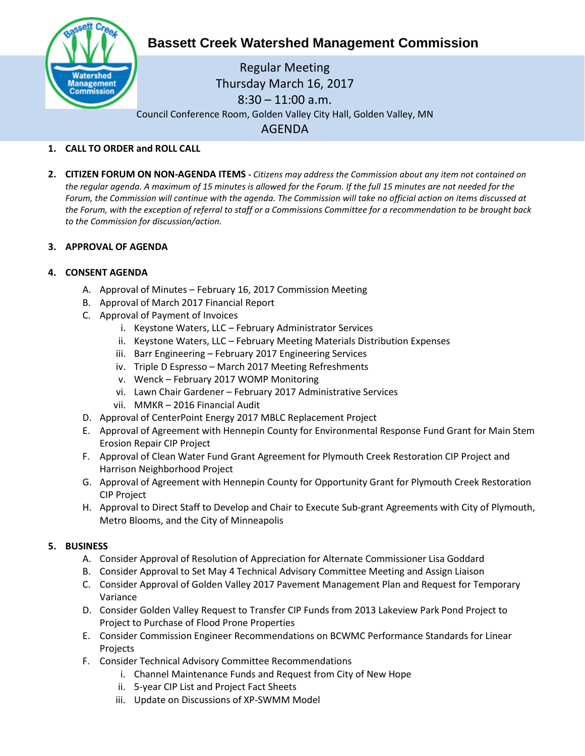# Bassett Creek Watershed Management Commission

Regular Meeting
Thursday March 16, 2017
8:30 – 11:00 a.m.
Council Conference Room, Golden Valley City Hall, Golden Valley, MN

## AGENDA

1. **CALL TO ORDER and ROLL CALL**

2. **CITIZEN FORUM ON NON-AGENDA ITEMS -** *Citizens may address the Commission about any item not contained on the regular agenda. A maximum of 15 minutes is allowed for the Forum. If the full 15 minutes are not needed for the Forum, the Commission will continue with the agenda. The Commission will take no official action on items discussed at the Forum, with the exception of referral to staff or a Commissions Committee for a recommendation to be brought back to the Commission for discussion/action.*

3. **APPROVAL OF AGENDA**

4. **CONSENT AGENDA**
   - A. Approval of Minutes – February 16, 2017 Commission Meeting
   - B. Approval of March 2017 Financial Report
   - C. Approval of Payment of Invoices
     - i. Keystone Waters, LLC – February Administrator Services
     - ii. Keystone Waters, LLC – February Meeting Materials Distribution Expenses
     - iii. Barr Engineering – February 2017 Engineering Services
     - iv. Triple D Espresso – March 2017 Meeting Refreshments
     - v. Wenck – February 2017 WOMP Monitoring
     - vi. Lawn Chair Gardener – February 2017 Administrative Services
     - vii. MMKR – 2016 Financial Audit
   - D. Approval of CenterPoint Energy 2017 MBLC Replacement Project
   - E. Approval of Agreement with Hennepin County for Environmental Response Fund Grant for Main Stem Erosion Repair CIP Project
   - F. Approval of Clean Water Fund Grant Agreement for Plymouth Creek Restoration CIP Project and Harrison Neighborhood Project
   - G. Approval of Agreement with Hennepin County for Opportunity Grant for Plymouth Creek Restoration CIP Project
   - H. Approval to Direct Staff to Develop and Chair to Execute Sub-grant Agreements with City of Plymouth, Metro Blooms, and the City of Minneapolis

5. **BUSINESS**
   - A. Consider Approval of Resolution of Appreciation for Alternate Commissioner Lisa Goddard
   - B. Consider Approval to Set May 4 Technical Advisory Committee Meeting and Assign Liaison
   - C. Consider Approval of Golden Valley 2017 Pavement Management Plan and Request for Temporary Variance
   - D. Consider Golden Valley Request to Transfer CIP Funds from 2013 Lakeview Park Pond Project to Project to Purchase of Flood Prone Properties
   - E. Consider Commission Engineer Recommendations on BCWMC Performance Standards for Linear Projects
   - F. Consider Technical Advisory Committee Recommendations
     - i. Channel Maintenance Funds and Request from City of New Hope
     - ii. 5-year CIP List and Project Fact Sheets
     - iii. Update on Discussions of XP-SWMM Model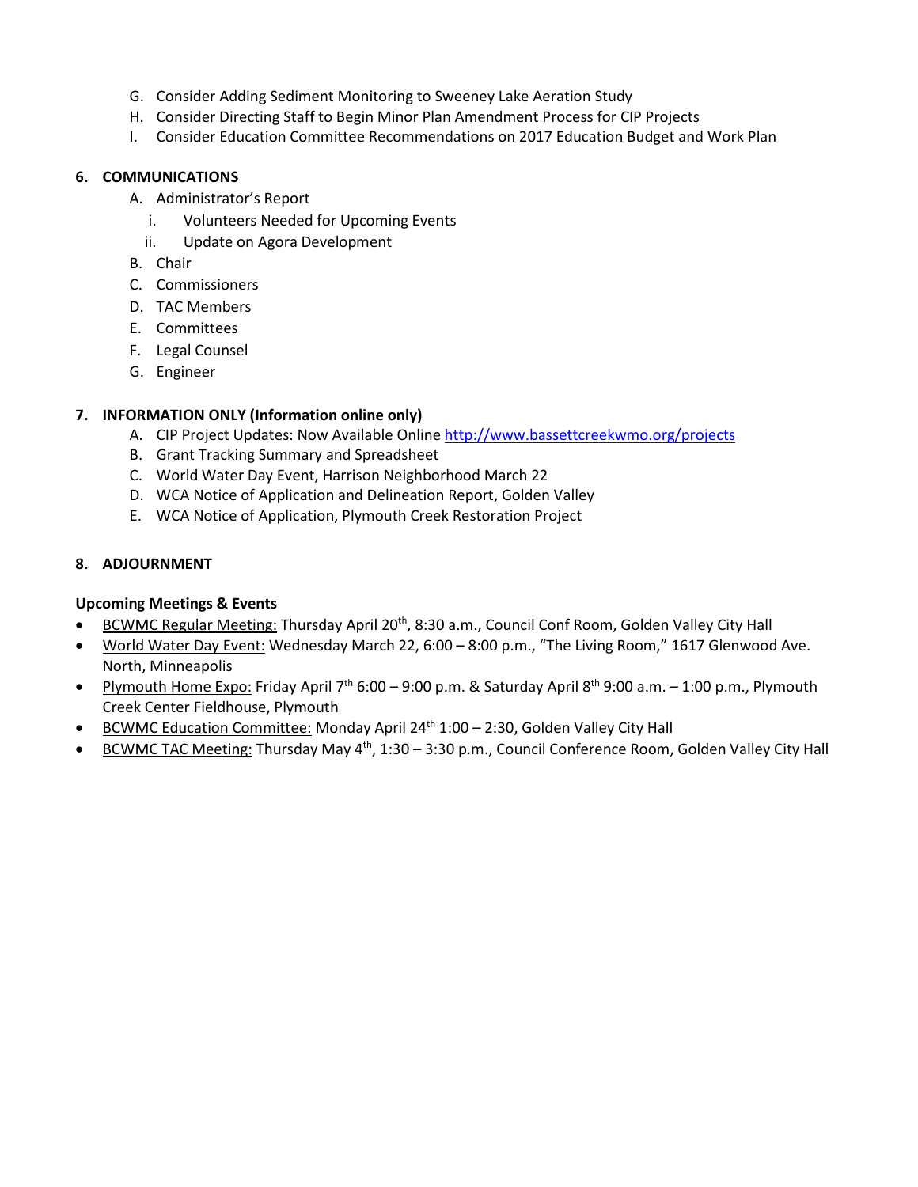G. Consider Adding Sediment Monitoring to Sweeney Lake Aeration Study
H. Consider Directing Staff to Begin Minor Plan Amendment Process for CIP Projects
I. Consider Education Committee Recommendations on 2017 Education Budget and Work Plan

**6. COMMUNICATIONS**

A. Administrator's Report
  i. Volunteers Needed for Upcoming Events
  ii. Update on Agora Development
B. Chair
C. Commissioners
D. TAC Members
E. Committees
F. Legal Counsel
G. Engineer

**7. INFORMATION ONLY (Information online only)**

A. CIP Project Updates: Now Available Online http://www.bassettcreekwmo.org/projects
B. Grant Tracking Summary and Spreadsheet
C. World Water Day Event, Harrison Neighborhood March 22
D. WCA Notice of Application and Delineation Report, Golden Valley
E. WCA Notice of Application, Plymouth Creek Restoration Project

**8. ADJOURNMENT**

**Upcoming Meetings & Events**

- BCWMC Regular Meeting: Thursday April 20th, 8:30 a.m., Council Conf Room, Golden Valley City Hall
- World Water Day Event: Wednesday March 22, 6:00 – 8:00 p.m., "The Living Room," 1617 Glenwood Ave. North, Minneapolis
- Plymouth Home Expo: Friday April 7th 6:00 – 9:00 p.m. & Saturday April 8th 9:00 a.m. – 1:00 p.m., Plymouth Creek Center Fieldhouse, Plymouth
- BCWMC Education Committee: Monday April 24th 1:00 – 2:30, Golden Valley City Hall
- BCWMC TAC Meeting: Thursday May 4th, 1:30 – 3:30 p.m., Council Conference Room, Golden Valley City Hall